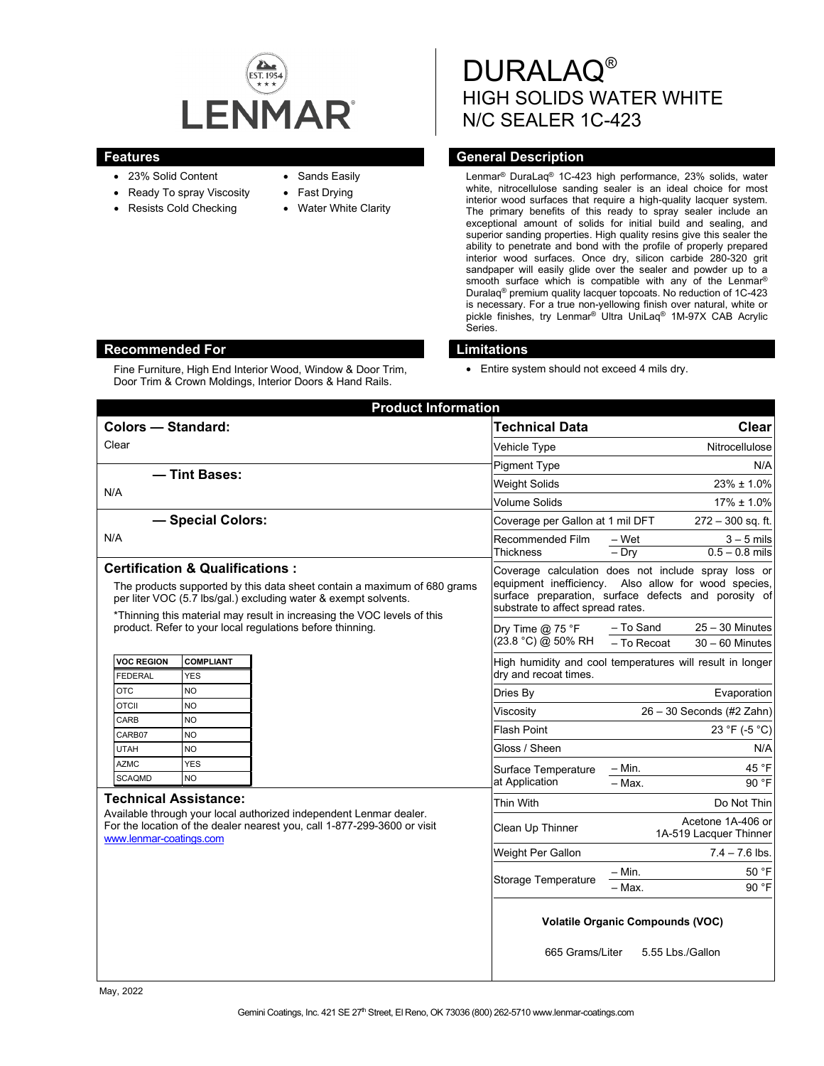LENMAR

# DURALAQ®
## HIGH SOLIDS WATER WHITE N/C SEALER 1C-423

### Features

- 23% Solid Content
- Ready To spray Viscosity
- Resists Cold Checking
- Sands Easily
- Fast Drying
- Water White Clarity

### General Description

Lenmar® DuraLaq® 1C-423 high performance, 23% solids, water white, nitrocellulose sanding sealer is an ideal choice for most interior wood surfaces that require a high-quality lacquer system. The primary benefits of this ready to spray sealer include an exceptional amount of solids for initial build and sealing, and superior sanding properties. High quality resins give this sealer the ability to penetrate and bond with the profile of properly prepared interior wood surfaces. Once dry, silicon carbide 280-320 grit sandpaper will easily glide over the sealer and powder up to a smooth surface which is compatible with any of the Lenmar® Duralaq® premium quality lacquer topcoats. No reduction of 1C-423 is necessary. For a true non-yellowing finish over natural, white or pickle finishes, try Lenmar® Ultra UniLaq® 1M-97X CAB Acrylic Series.

### Recommended For

Fine Furniture, High End Interior Wood, Window & Door Trim, Door Trim & Crown Moldings, Interior Doors & Hand Rails.

### Limitations

- Entire system should not exceed 4 mils dry.

## Product Information

### Colors — Standard:

Clear

### — Tint Bases:

N/A

### — Special Colors:

N/A

### Certification & Qualifications :

The products supported by this data sheet contain a maximum of 680 grams per liter VOC (5.7 lbs/gal.) excluding water & exempt solvents.

*Thinning this material may result in increasing the VOC levels of this product. Refer to your local regulations before thinning.

| VOC REGION | COMPLIANT |
|---|---|
| FEDERAL | YES |
| OTC | NO |
| OTCII | NO |
| CARB | NO |
| CARB07 | NO |
| UTAH | NO |
| AZMC | YES |
| SCAQMD | NO |

### Technical Assistance:

Available through your local authorized independent Lenmar dealer. For the location of the dealer nearest you, call 1-877-299-3600 or visit www.lenmar-coatings.com

| Technical Data | | Clear |
|---|---|---|
| Vehicle Type | | Nitrocellulose |
| Pigment Type | | N/A |
| Weight Solids | | 23% ± 1.0% |
| Volume Solids | | 17% ± 1.0% |
| Coverage per Gallon at 1 mil DFT | | 272 – 300 sq. ft. |
| Recommended Film Thickness | – Wet | 3 – 5 mils |
| | – Dry | 0.5 – 0.8 mils |
| Coverage calculation does not include spray loss or equipment inefficiency. Also allow for wood species, surface preparation, surface defects and porosity of substrate to affect spread rates. | | |
| Dry Time @ 75 °F (23.8 °C) @ 50% RH | – To Sand | 25 – 30 Minutes |
| | – To Recoat | 30 – 60 Minutes |
| High humidity and cool temperatures will result in longer dry and recoat times. | | |
| Dries By | | Evaporation |
| Viscosity | | 26 – 30 Seconds (#2 Zahn) |
| Flash Point | | 23 °F (-5 °C) |
| Gloss / Sheen | | N/A |
| Surface Temperature at Application | – Min. | 45 °F |
| | – Max. | 90 °F |
| Thin With | | Do Not Thin |
| Clean Up Thinner | | Acetone 1A-406 or 1A-519 Lacquer Thinner |
| Weight Per Gallon | | 7.4 – 7.6 lbs. |
| Storage Temperature | – Min. | 50 °F |
| | – Max. | 90 °F |

**Volatile Organic Compounds (VOC)**

665 Grams/Liter 5.55 Lbs./Gallon

May, 2022

Gemini Coatings, Inc. 421 SE 27th Street, El Reno, OK 73036 (800) 262-5710 www.lenmar-coatings.com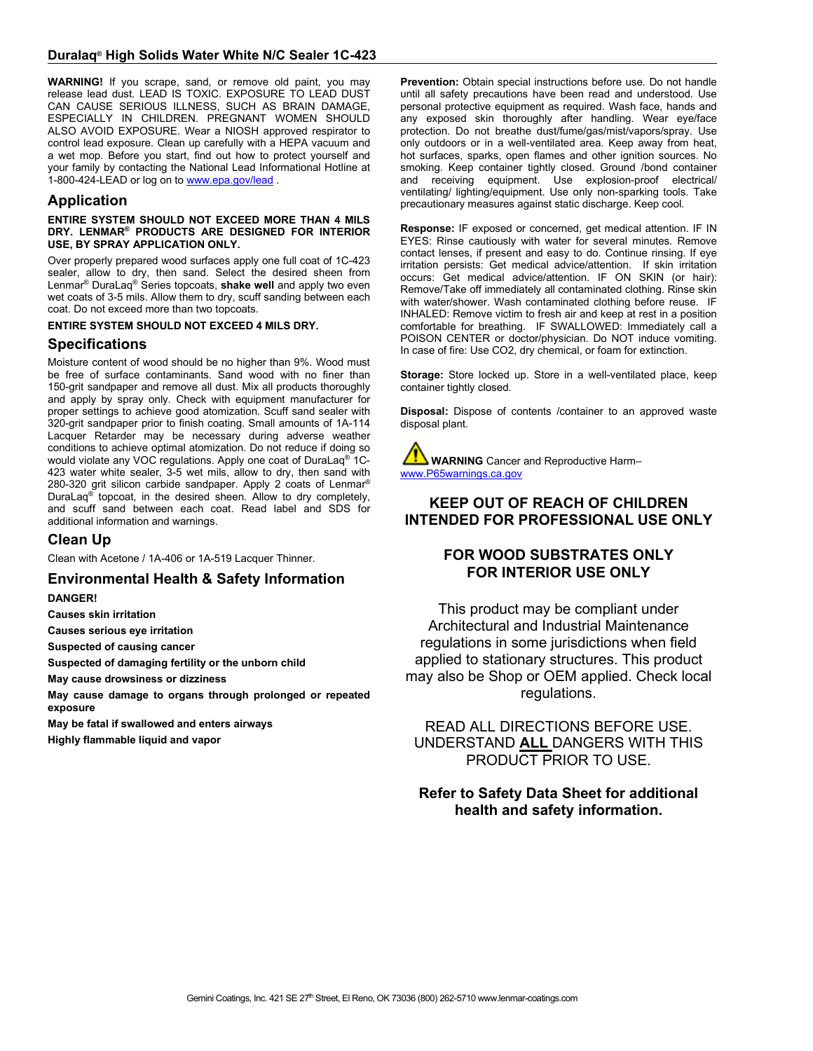# Duralaq® High Solids Water White N/C Sealer 1C-423

**WARNING!** If you scrape, sand, or remove old paint, you may release lead dust. LEAD IS TOXIC. EXPOSURE TO LEAD DUST CAN CAUSE SERIOUS ILLNESS, SUCH AS BRAIN DAMAGE, ESPECIALLY IN CHILDREN. PREGNANT WOMEN SHOULD ALSO AVOID EXPOSURE. Wear a NIOSH approved respirator to control lead exposure. Clean up carefully with a HEPA vacuum and a wet mop. Before you start, find out how to protect yourself and your family by contacting the National Lead Informational Hotline at 1-800-424-LEAD or log on to www.epa.gov/lead .

## Application

**ENTIRE SYSTEM SHOULD NOT EXCEED MORE THAN 4 MILS DRY. LENMAR® PRODUCTS ARE DESIGNED FOR INTERIOR USE, BY SPRAY APPLICATION ONLY.**

Over properly prepared wood surfaces apply one full coat of 1C-423 sealer, allow to dry, then sand. Select the desired sheen from Lenmar® DuraLaq® Series topcoats, **shake well** and apply two even wet coats of 3-5 mils. Allow them to dry, scuff sanding between each coat. Do not exceed more than two topcoats.

**ENTIRE SYSTEM SHOULD NOT EXCEED 4 MILS DRY.**

## Specifications

Moisture content of wood should be no higher than 9%. Wood must be free of surface contaminants. Sand wood with no finer than 150-grit sandpaper and remove all dust. Mix all products thoroughly and apply by spray only. Check with equipment manufacturer for proper settings to achieve good atomization. Scuff sand sealer with 320-grit sandpaper prior to finish coating. Small amounts of 1A-114 Lacquer Retarder may be necessary during adverse weather conditions to achieve optimal atomization. Do not reduce if doing so would violate any VOC regulations. Apply one coat of DuraLaq® 1C-423 water white sealer, 3-5 wet mils, allow to dry, then sand with 280-320 grit silicon carbide sandpaper. Apply 2 coats of Lenmar® DuraLaq® topcoat, in the desired sheen. Allow to dry completely, and scuff sand between each coat. Read label and SDS for additional information and warnings.

## Clean Up

Clean with Acetone / 1A-406 or 1A-519 Lacquer Thinner.

## Environmental Health & Safety Information

**DANGER!**

**Causes skin irritation**

**Causes serious eye irritation**

**Suspected of causing cancer**

**Suspected of damaging fertility or the unborn child**

**May cause drowsiness or dizziness**

**May cause damage to organs through prolonged or repeated exposure**

**May be fatal if swallowed and enters airways**

**Highly flammable liquid and vapor**

**Prevention:** Obtain special instructions before use. Do not handle until all safety precautions have been read and understood. Use personal protective equipment as required. Wash face, hands and any exposed skin thoroughly after handling. Wear eye/face protection. Do not breathe dust/fume/gas/mist/vapors/spray. Use only outdoors or in a well-ventilated area. Keep away from heat, hot surfaces, sparks, open flames and other ignition sources. No smoking. Keep container tightly closed. Ground /bond container and receiving equipment. Use explosion-proof electrical/ ventilating/ lighting/equipment. Use only non-sparking tools. Take precautionary measures against static discharge. Keep cool.

**Response:** IF exposed or concerned, get medical attention. IF IN EYES: Rinse cautiously with water for several minutes. Remove contact lenses, if present and easy to do. Continue rinsing. If eye irritation persists: Get medical advice/attention. If skin irritation occurs: Get medical advice/attention. IF ON SKIN (or hair): Remove/Take off immediately all contaminated clothing. Rinse skin with water/shower. Wash contaminated clothing before reuse. IF INHALED: Remove victim to fresh air and keep at rest in a position comfortable for breathing. IF SWALLOWED: Immediately call a POISON CENTER or doctor/physician. Do NOT induce vomiting. In case of fire: Use CO2, dry chemical, or foam for extinction.

**Storage:** Store locked up. Store in a well-ventilated place, keep container tightly closed.

**Disposal:** Dispose of contents /container to an approved waste disposal plant.

**WARNING** Cancer and Reproductive Harm– www.P65warnings.ca.gov

**KEEP OUT OF REACH OF CHILDREN**
**INTENDED FOR PROFESSIONAL USE ONLY**

**FOR WOOD SUBSTRATES ONLY**
**FOR INTERIOR USE ONLY**

This product may be compliant under Architectural and Industrial Maintenance regulations in some jurisdictions when field applied to stationary structures. This product may also be Shop or OEM applied. Check local regulations.

READ ALL DIRECTIONS BEFORE USE. UNDERSTAND **ALL** DANGERS WITH THIS PRODUCT PRIOR TO USE.

**Refer to Safety Data Sheet for additional health and safety information.**

Gemini Coatings, Inc. 421 SE 27th Street, El Reno, OK 73036 (800) 262-5710 www.lenmar-coatings.com